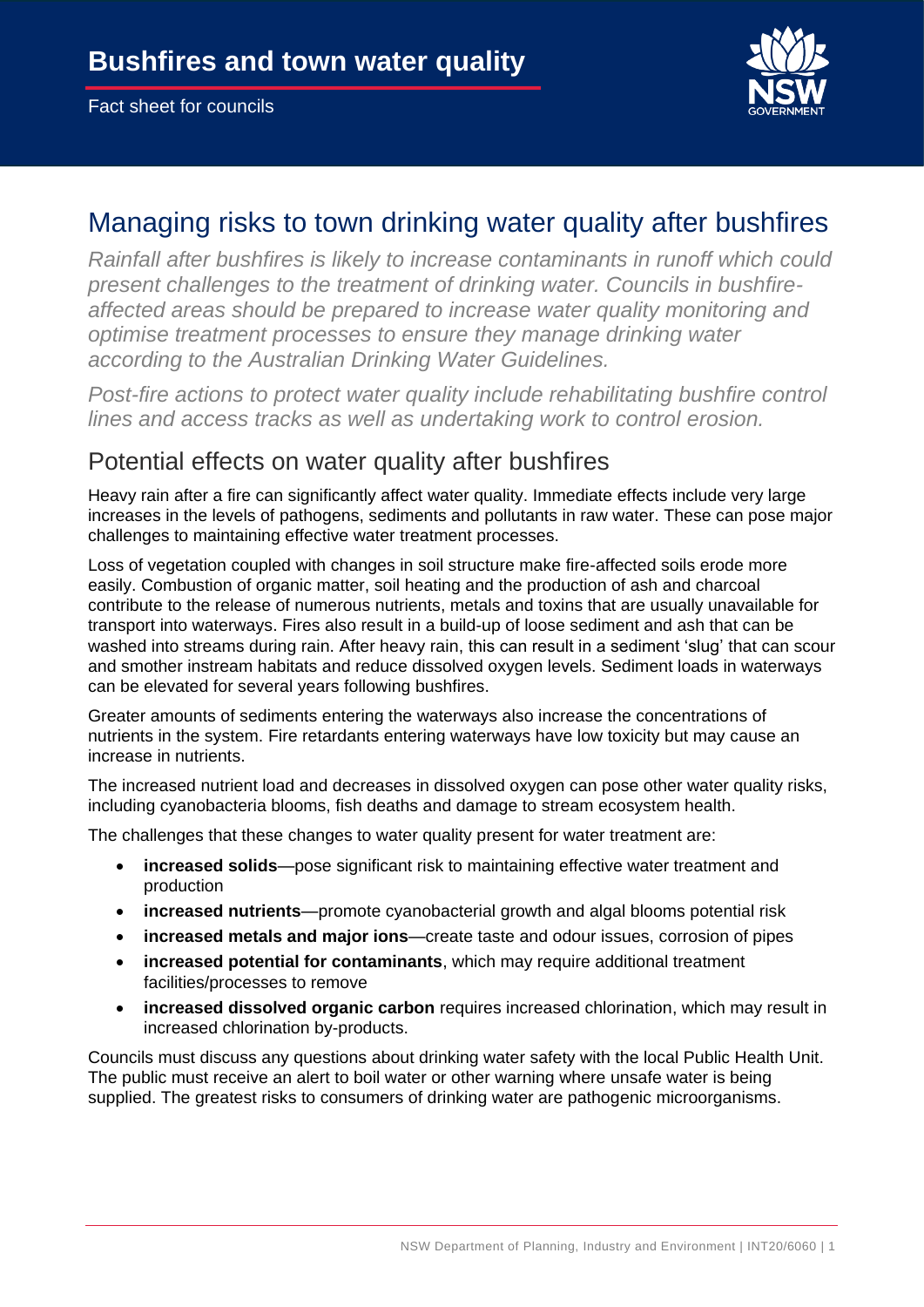# Bushfires and town water quality

Fact sheet for councils

## Managing risks to town drinking water quality after bushfires

*Rainfall after bushfires is likely to increase contaminants in runoff which could present challenges to the treatment of drinking water. Councils in bushfire-affected areas should be prepared to increase water quality monitoring and optimise treatment processes to ensure they manage drinking water according to the Australian Drinking Water Guidelines.*

*Post-fire actions to protect water quality include rehabilitating bushfire control lines and access tracks as well as undertaking work to control erosion.*

### Potential effects on water quality after bushfires

Heavy rain after a fire can significantly affect water quality. Immediate effects include very large increases in the levels of pathogens, sediments and pollutants in raw water. These can pose major challenges to maintaining effective water treatment processes.

Loss of vegetation coupled with changes in soil structure make fire-affected soils erode more easily. Combustion of organic matter, soil heating and the production of ash and charcoal contribute to the release of numerous nutrients, metals and toxins that are usually unavailable for transport into waterways. Fires also result in a build-up of loose sediment and ash that can be washed into streams during rain. After heavy rain, this can result in a sediment 'slug' that can scour and smother instream habitats and reduce dissolved oxygen levels. Sediment loads in waterways can be elevated for several years following bushfires.

Greater amounts of sediments entering the waterways also increase the concentrations of nutrients in the system. Fire retardants entering waterways have low toxicity but may cause an increase in nutrients.

The increased nutrient load and decreases in dissolved oxygen can pose other water quality risks, including cyanobacteria blooms, fish deaths and damage to stream ecosystem health.

The challenges that these changes to water quality present for water treatment are:

- **increased solids**—pose significant risk to maintaining effective water treatment and production
- **increased nutrients**—promote cyanobacterial growth and algal blooms potential risk
- **increased metals and major ions**—create taste and odour issues, corrosion of pipes
- **increased potential for contaminants**, which may require additional treatment facilities/processes to remove
- **increased dissolved organic carbon** requires increased chlorination, which may result in increased chlorination by-products.

Councils must discuss any questions about drinking water safety with the local Public Health Unit. The public must receive an alert to boil water or other warning where unsafe water is being supplied. The greatest risks to consumers of drinking water are pathogenic microorganisms.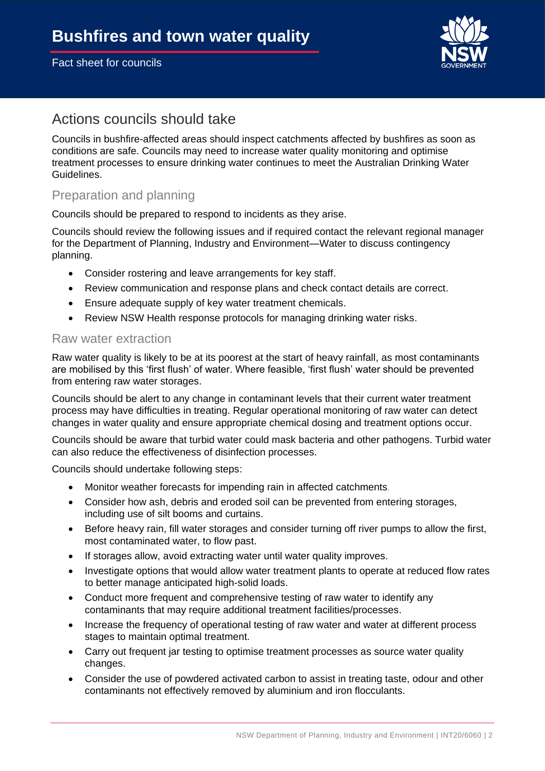# Bushfires and town water quality

Fact sheet for councils

## Actions councils should take

Councils in bushfire-affected areas should inspect catchments affected by bushfires as soon as conditions are safe. Councils may need to increase water quality monitoring and optimise treatment processes to ensure drinking water continues to meet the Australian Drinking Water Guidelines.

### Preparation and planning

Councils should be prepared to respond to incidents as they arise.

Councils should review the following issues and if required contact the relevant regional manager for the Department of Planning, Industry and Environment—Water to discuss contingency planning.

- Consider rostering and leave arrangements for key staff.
- Review communication and response plans and check contact details are correct.
- Ensure adequate supply of key water treatment chemicals.
- Review NSW Health response protocols for managing drinking water risks.

### Raw water extraction

Raw water quality is likely to be at its poorest at the start of heavy rainfall, as most contaminants are mobilised by this 'first flush' of water. Where feasible, 'first flush' water should be prevented from entering raw water storages.

Councils should be alert to any change in contaminant levels that their current water treatment process may have difficulties in treating. Regular operational monitoring of raw water can detect changes in water quality and ensure appropriate chemical dosing and treatment options occur.

Councils should be aware that turbid water could mask bacteria and other pathogens. Turbid water can also reduce the effectiveness of disinfection processes.

Councils should undertake following steps:

- Monitor weather forecasts for impending rain in affected catchments.
- Consider how ash, debris and eroded soil can be prevented from entering storages, including use of silt booms and curtains.
- Before heavy rain, fill water storages and consider turning off river pumps to allow the first, most contaminated water, to flow past.
- If storages allow, avoid extracting water until water quality improves.
- Investigate options that would allow water treatment plants to operate at reduced flow rates to better manage anticipated high-solid loads.
- Conduct more frequent and comprehensive testing of raw water to identify any contaminants that may require additional treatment facilities/processes.
- Increase the frequency of operational testing of raw water and water at different process stages to maintain optimal treatment.
- Carry out frequent jar testing to optimise treatment processes as source water quality changes.
- Consider the use of powdered activated carbon to assist in treating taste, odour and other contaminants not effectively removed by aluminium and iron flocculants.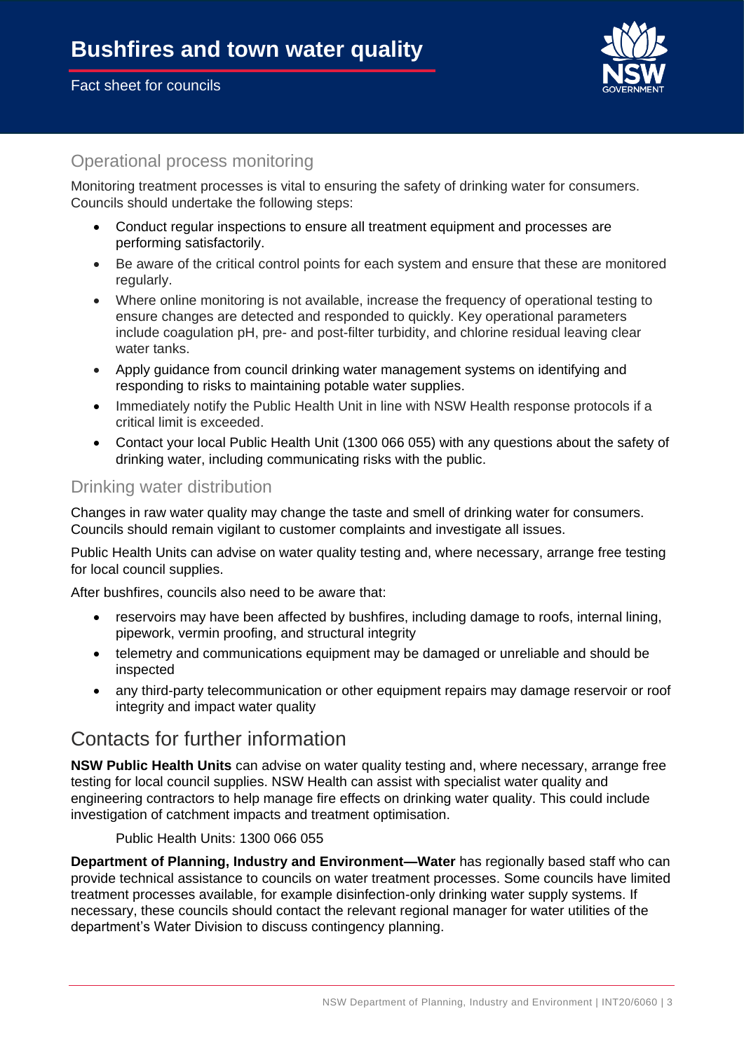## Operational process monitoring

Monitoring treatment processes is vital to ensuring the safety of drinking water for consumers. Councils should undertake the following steps:

- Conduct regular inspections to ensure all treatment equipment and processes are performing satisfactorily.
- Be aware of the critical control points for each system and ensure that these are monitored regularly.
- Where online monitoring is not available, increase the frequency of operational testing to ensure changes are detected and responded to quickly. Key operational parameters include coagulation pH, pre- and post-filter turbidity, and chlorine residual leaving clear water tanks.
- Apply guidance from council drinking water management systems on identifying and responding to risks to maintaining potable water supplies.
- Immediately notify the Public Health Unit in line with NSW Health response protocols if a critical limit is exceeded.
- Contact your local Public Health Unit (1300 066 055) with any questions about the safety of drinking water, including communicating risks with the public.

## Drinking water distribution

Changes in raw water quality may change the taste and smell of drinking water for consumers. Councils should remain vigilant to customer complaints and investigate all issues.

Public Health Units can advise on water quality testing and, where necessary, arrange free testing for local council supplies.

After bushfires, councils also need to be aware that:

- reservoirs may have been affected by bushfires, including damage to roofs, internal lining, pipework, vermin proofing, and structural integrity
- telemetry and communications equipment may be damaged or unreliable and should be inspected
- any third-party telecommunication or other equipment repairs may damage reservoir or roof integrity and impact water quality

# Contacts for further information

**NSW Public Health Units** can advise on water quality testing and, where necessary, arrange free testing for local council supplies. NSW Health can assist with specialist water quality and engineering contractors to help manage fire effects on drinking water quality. This could include investigation of catchment impacts and treatment optimisation.

Public Health Units: 1300 066 055

**Department of Planning, Industry and Environment—Water** has regionally based staff who can provide technical assistance to councils on water treatment processes. Some councils have limited treatment processes available, for example disinfection-only drinking water supply systems. If necessary, these councils should contact the relevant regional manager for water utilities of the department's Water Division to discuss contingency planning.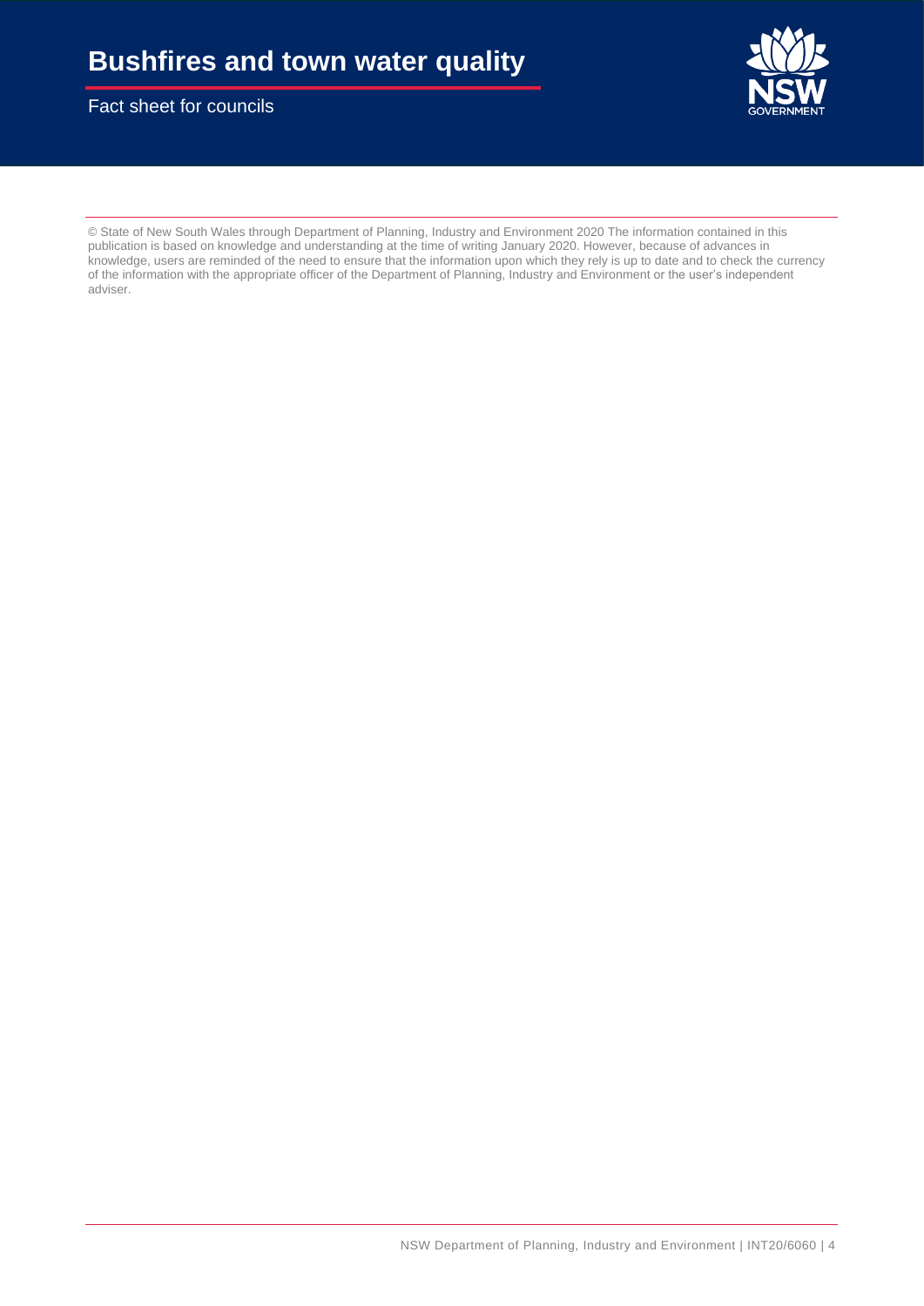# Bushfires and town water quality

Fact sheet for councils

© State of New South Wales through Department of Planning, Industry and Environment 2020 The information contained in this publication is based on knowledge and understanding at the time of writing January 2020. However, because of advances in knowledge, users are reminded of the need to ensure that the information upon which they rely is up to date and to check the currency of the information with the appropriate officer of the Department of Planning, Industry and Environment or the user's independent adviser.